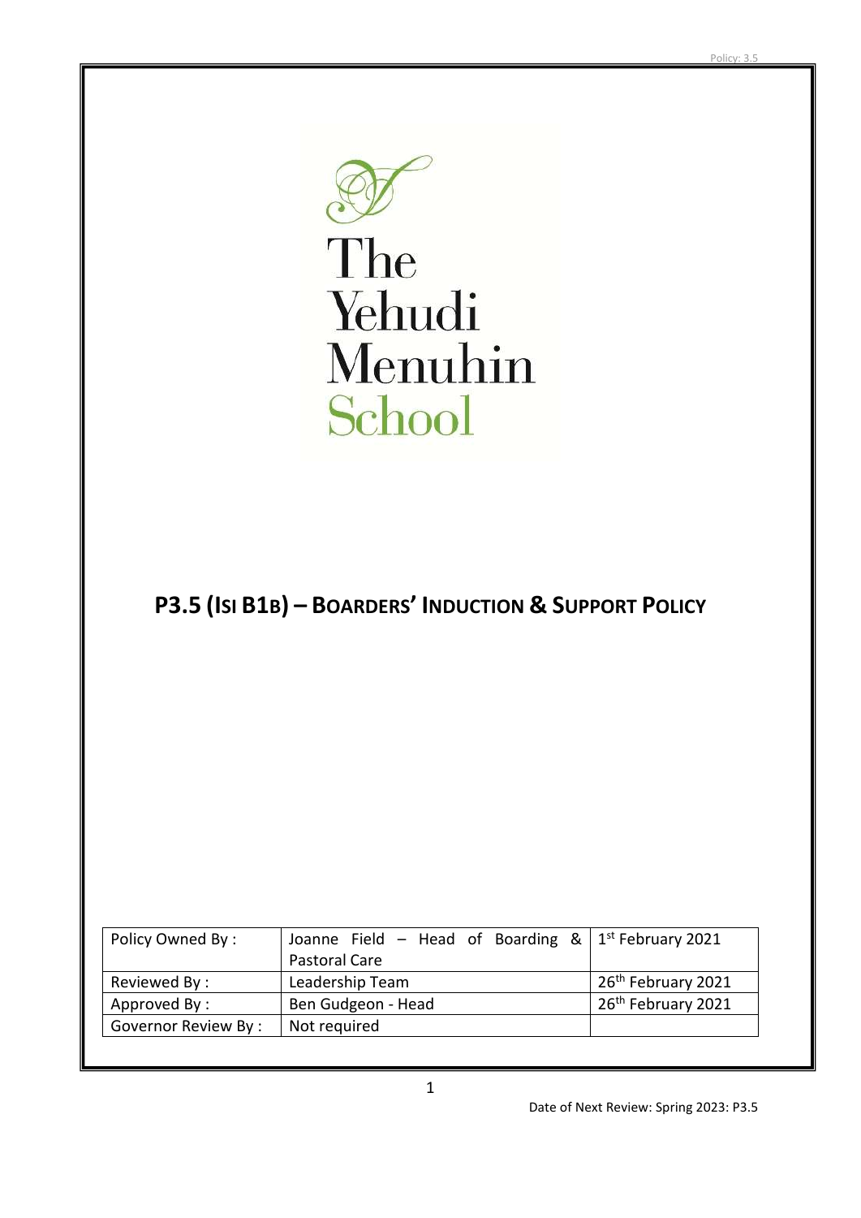The Yehudi Menuhin School

# P3.5 (ISI B1B) – BOARDERS' INDUCTION & SUPPORT POLICY

| Policy Owned By : | Joanne Field – Head of Boarding & Pastoral Care | 1st February 2021 |
|---|---|---|
| Reviewed By : | Leadership Team | 26th February 2021 |
| Approved By : | Ben Gudgeon - Head | 26th February 2021 |
| Governor Review By : | Not required | |

Date of Next Review: Spring 2023: P3.5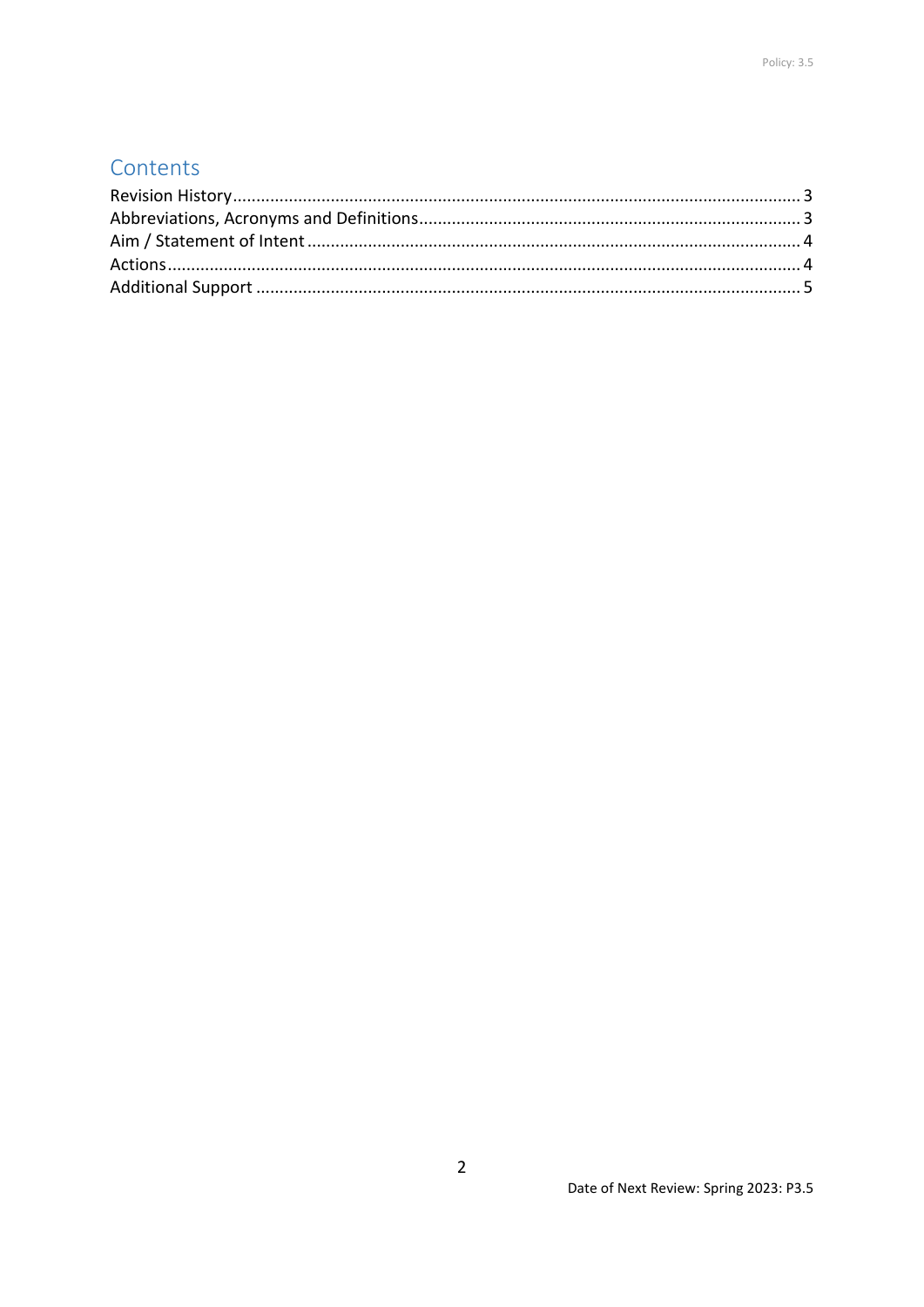## Contents

Revision History ........................................................................................................................ 3
Abbreviations, Acronyms and Definitions ................................................................................. 3
Aim / Statement of Intent .......................................................................................................... 4
Actions ....................................................................................................................................... 4
Additional Support .................................................................................................................... 5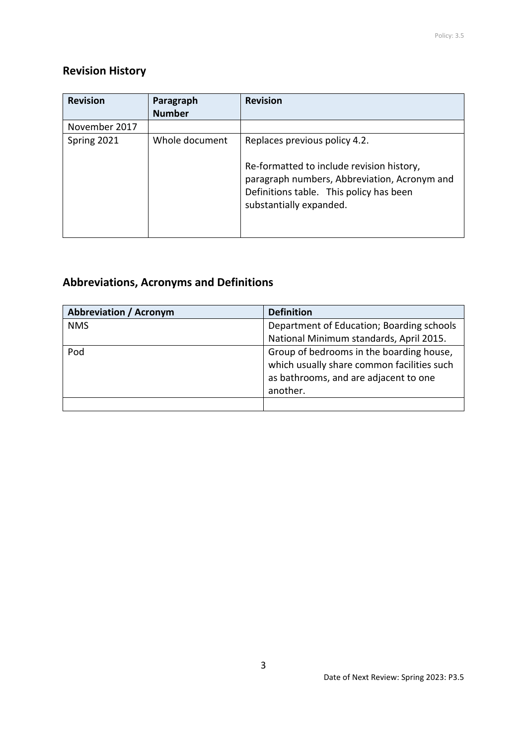## Revision History

| Revision | Paragraph Number | Revision |
|---|---|---|
| November 2017 | | |
| Spring 2021 | Whole document | Replaces previous policy 4.2.<br><br>Re-formatted to include revision history, paragraph numbers, Abbreviation, Acronym and Definitions table. This policy has been substantially expanded. |

## Abbreviations, Acronyms and Definitions

| Abbreviation / Acronym | Definition |
|---|---|
| NMS | Department of Education; Boarding schools National Minimum standards, April 2015. |
| Pod | Group of bedrooms in the boarding house, which usually share common facilities such as bathrooms, and are adjacent to one another. |
| | |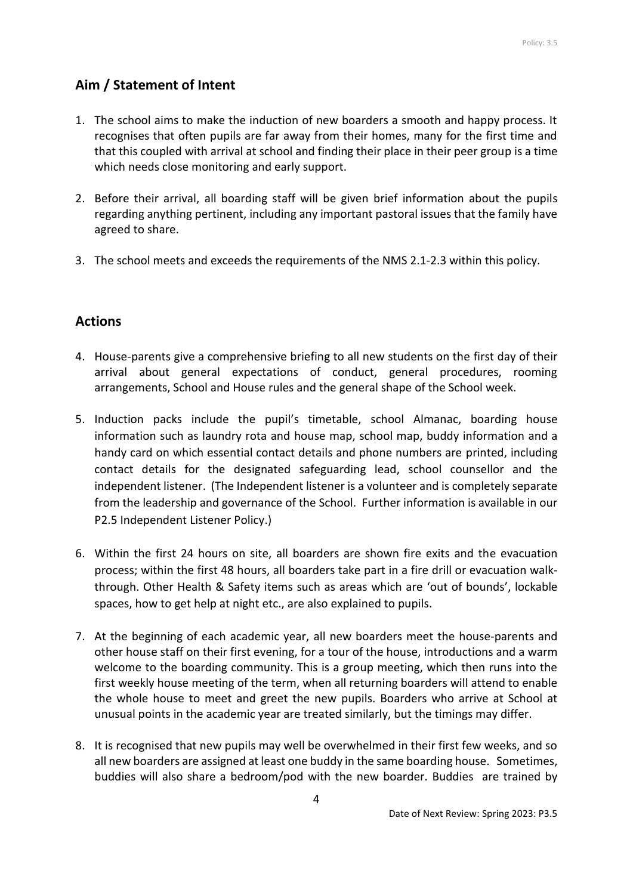## Aim / Statement of Intent

1. The school aims to make the induction of new boarders a smooth and happy process. It recognises that often pupils are far away from their homes, many for the first time and that this coupled with arrival at school and finding their place in their peer group is a time which needs close monitoring and early support.

2. Before their arrival, all boarding staff will be given brief information about the pupils regarding anything pertinent, including any important pastoral issues that the family have agreed to share.

3. The school meets and exceeds the requirements of the NMS 2.1-2.3 within this policy.

## Actions

4. House-parents give a comprehensive briefing to all new students on the first day of their arrival about general expectations of conduct, general procedures, rooming arrangements, School and House rules and the general shape of the School week.

5. Induction packs include the pupil's timetable, school Almanac, boarding house information such as laundry rota and house map, school map, buddy information and a handy card on which essential contact details and phone numbers are printed, including contact details for the designated safeguarding lead, school counsellor and the independent listener. (The Independent listener is a volunteer and is completely separate from the leadership and governance of the School. Further information is available in our P2.5 Independent Listener Policy.)

6. Within the first 24 hours on site, all boarders are shown fire exits and the evacuation process; within the first 48 hours, all boarders take part in a fire drill or evacuation walk-through. Other Health & Safety items such as areas which are 'out of bounds', lockable spaces, how to get help at night etc., are also explained to pupils.

7. At the beginning of each academic year, all new boarders meet the house-parents and other house staff on their first evening, for a tour of the house, introductions and a warm welcome to the boarding community. This is a group meeting, which then runs into the first weekly house meeting of the term, when all returning boarders will attend to enable the whole house to meet and greet the new pupils. Boarders who arrive at School at unusual points in the academic year are treated similarly, but the timings may differ.

8. It is recognised that new pupils may well be overwhelmed in their first few weeks, and so all new boarders are assigned at least one buddy in the same boarding house. Sometimes, buddies will also share a bedroom/pod with the new boarder. Buddies are trained by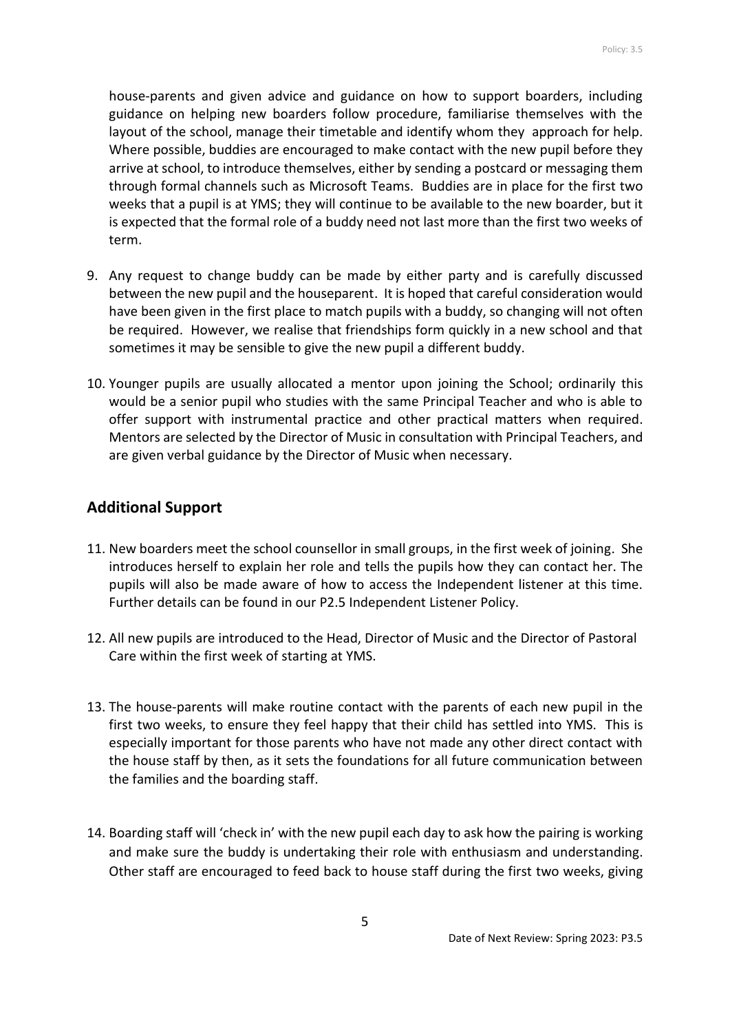house-parents and given advice and guidance on how to support boarders, including guidance on helping new boarders follow procedure, familiarise themselves with the layout of the school, manage their timetable and identify whom they approach for help. Where possible, buddies are encouraged to make contact with the new pupil before they arrive at school, to introduce themselves, either by sending a postcard or messaging them through formal channels such as Microsoft Teams. Buddies are in place for the first two weeks that a pupil is at YMS; they will continue to be available to the new boarder, but it is expected that the formal role of a buddy need not last more than the first two weeks of term.

9. Any request to change buddy can be made by either party and is carefully discussed between the new pupil and the houseparent. It is hoped that careful consideration would have been given in the first place to match pupils with a buddy, so changing will not often be required. However, we realise that friendships form quickly in a new school and that sometimes it may be sensible to give the new pupil a different buddy.

10. Younger pupils are usually allocated a mentor upon joining the School; ordinarily this would be a senior pupil who studies with the same Principal Teacher and who is able to offer support with instrumental practice and other practical matters when required. Mentors are selected by the Director of Music in consultation with Principal Teachers, and are given verbal guidance by the Director of Music when necessary.

## Additional Support

11. New boarders meet the school counsellor in small groups, in the first week of joining. She introduces herself to explain her role and tells the pupils how they can contact her. The pupils will also be made aware of how to access the Independent listener at this time. Further details can be found in our P2.5 Independent Listener Policy.

12. All new pupils are introduced to the Head, Director of Music and the Director of Pastoral Care within the first week of starting at YMS.

13. The house-parents will make routine contact with the parents of each new pupil in the first two weeks, to ensure they feel happy that their child has settled into YMS. This is especially important for those parents who have not made any other direct contact with the house staff by then, as it sets the foundations for all future communication between the families and the boarding staff.

14. Boarding staff will 'check in' with the new pupil each day to ask how the pairing is working and make sure the buddy is undertaking their role with enthusiasm and understanding. Other staff are encouraged to feed back to house staff during the first two weeks, giving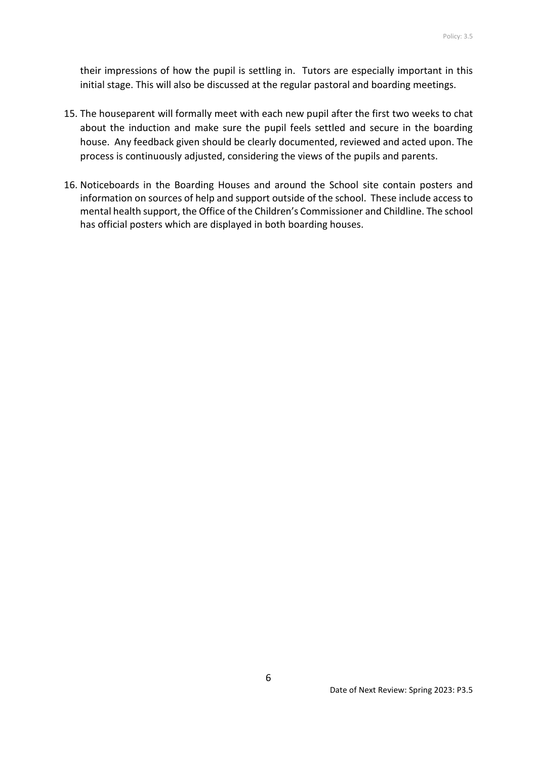their impressions of how the pupil is settling in. Tutors are especially important in this initial stage. This will also be discussed at the regular pastoral and boarding meetings.

15. The houseparent will formally meet with each new pupil after the first two weeks to chat about the induction and make sure the pupil feels settled and secure in the boarding house. Any feedback given should be clearly documented, reviewed and acted upon. The process is continuously adjusted, considering the views of the pupils and parents.

16. Noticeboards in the Boarding Houses and around the School site contain posters and information on sources of help and support outside of the school. These include access to mental health support, the Office of the Children's Commissioner and Childline. The school has official posters which are displayed in both boarding houses.